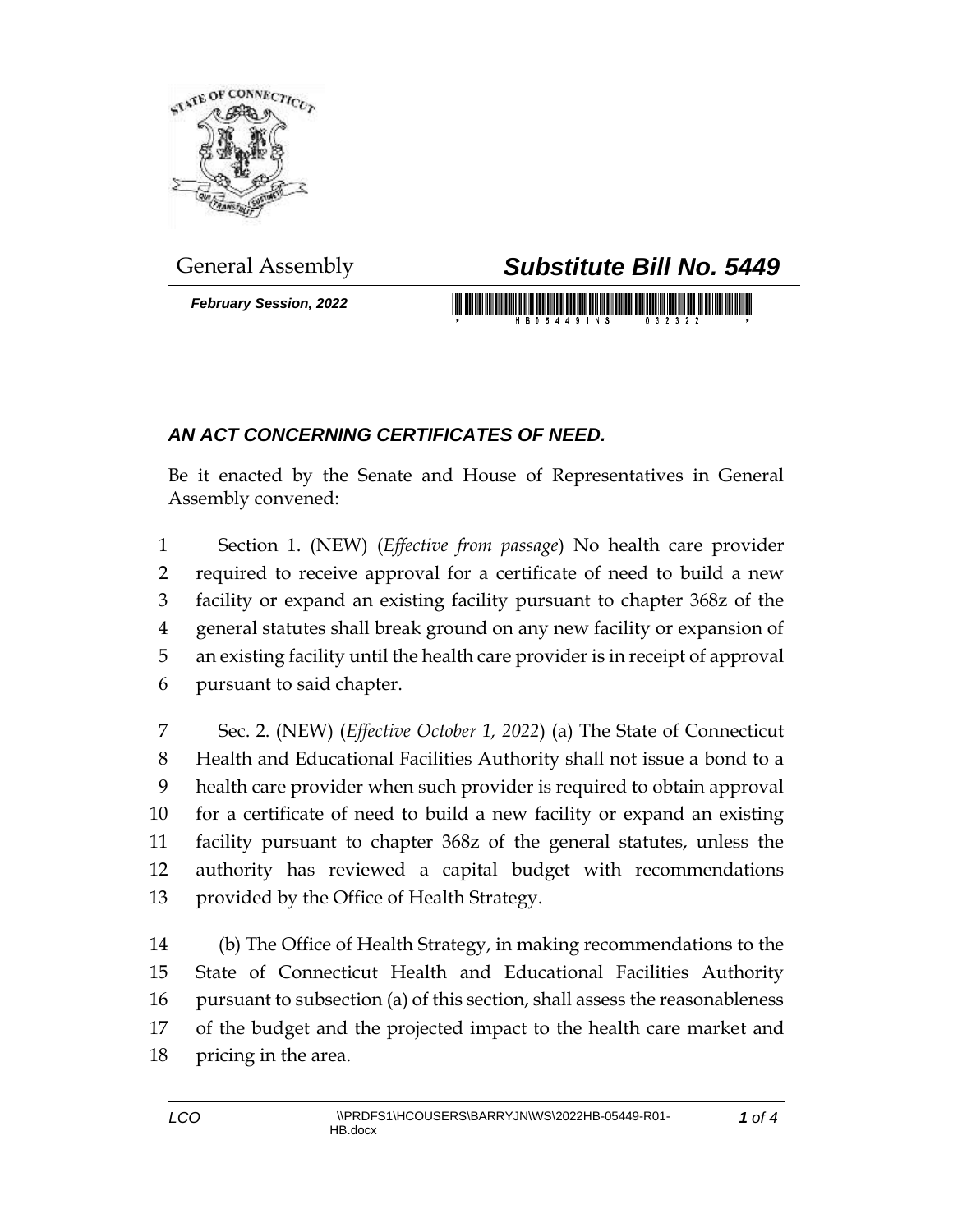General Assembly

# *Substitute Bill No. 5449*

***February Session, 2022***

## *AN ACT CONCERNING CERTIFICATES OF NEED.*

Be it enacted by the Senate and House of Representatives in General Assembly convened:

Section 1. (NEW) (*Effective from passage*) No health care provider required to receive approval for a certificate of need to build a new facility or expand an existing facility pursuant to chapter 368z of the general statutes shall break ground on any new facility or expansion of an existing facility until the health care provider is in receipt of approval pursuant to said chapter.

Sec. 2. (NEW) (*Effective October 1, 2022*) (a) The State of Connecticut Health and Educational Facilities Authority shall not issue a bond to a health care provider when such provider is required to obtain approval for a certificate of need to build a new facility or expand an existing facility pursuant to chapter 368z of the general statutes, unless the authority has reviewed a capital budget with recommendations provided by the Office of Health Strategy.

(b) The Office of Health Strategy, in making recommendations to the State of Connecticut Health and Educational Facilities Authority pursuant to subsection (a) of this section, shall assess the reasonableness of the budget and the projected impact to the health care market and pricing in the area.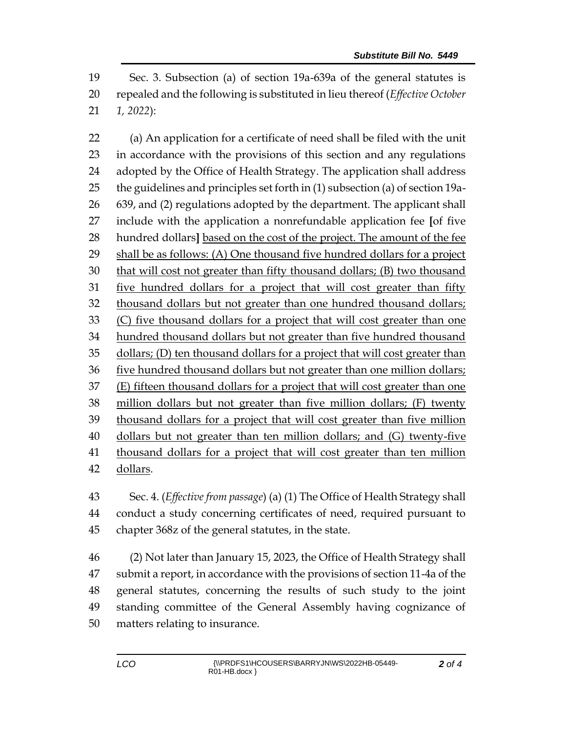Sec. 3. Subsection (a) of section 19a-639a of the general statutes is repealed and the following is substituted in lieu thereof (*Effective October 1, 2022*):

(a) An application for a certificate of need shall be filed with the unit in accordance with the provisions of this section and any regulations adopted by the Office of Health Strategy. The application shall address the guidelines and principles set forth in (1) subsection (a) of section 19a-639, and (2) regulations adopted by the department. The applicant shall include with the application a nonrefundable application fee **[**of five hundred dollars**]** <u>based on the cost of the project. The amount of the fee shall be as follows: (A) One thousand five hundred dollars for a project that will cost not greater than fifty thousand dollars; (B) two thousand five hundred dollars for a project that will cost greater than fifty thousand dollars but not greater than one hundred thousand dollars; (C) five thousand dollars for a project that will cost greater than one hundred thousand dollars but not greater than five hundred thousand dollars; (D) ten thousand dollars for a project that will cost greater than five hundred thousand dollars but not greater than one million dollars; (E) fifteen thousand dollars for a project that will cost greater than one million dollars but not greater than five million dollars; (F) twenty thousand dollars for a project that will cost greater than five million dollars but not greater than ten million dollars; and (G) twenty-five thousand dollars for a project that will cost greater than ten million dollars</u>.

Sec. 4. (*Effective from passage*) (a) (1) The Office of Health Strategy shall conduct a study concerning certificates of need, required pursuant to chapter 368z of the general statutes, in the state.

(2) Not later than January 15, 2023, the Office of Health Strategy shall submit a report, in accordance with the provisions of section 11-4a of the general statutes, concerning the results of such study to the joint standing committee of the General Assembly having cognizance of matters relating to insurance.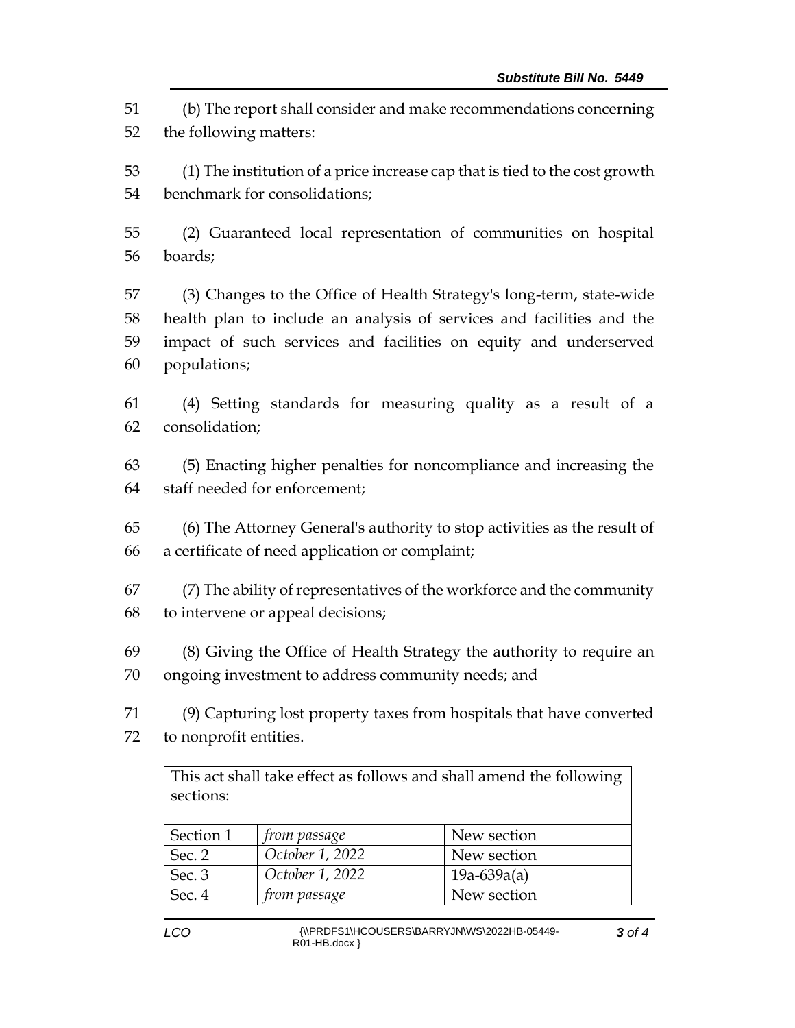(b) The report shall consider and make recommendations concerning the following matters:

(1) The institution of a price increase cap that is tied to the cost growth benchmark for consolidations;

(2) Guaranteed local representation of communities on hospital boards;

(3) Changes to the Office of Health Strategy's long-term, state-wide health plan to include an analysis of services and facilities and the impact of such services and facilities on equity and underserved populations;

(4) Setting standards for measuring quality as a result of a consolidation;

(5) Enacting higher penalties for noncompliance and increasing the staff needed for enforcement;

(6) The Attorney General's authority to stop activities as the result of a certificate of need application or complaint;

(7) The ability of representatives of the workforce and the community to intervene or appeal decisions;

(8) Giving the Office of Health Strategy the authority to require an ongoing investment to address community needs; and

(9) Capturing lost property taxes from hospitals that have converted to nonprofit entities.

| This act shall take effect as follows and shall amend the following sections: | | |
|---|---|---|
| Section 1 | *from passage* | New section |
| Sec. 2 | *October 1, 2022* | New section |
| Sec. 3 | *October 1, 2022* | 19a-639a(a) |
| Sec. 4 | *from passage* | New section |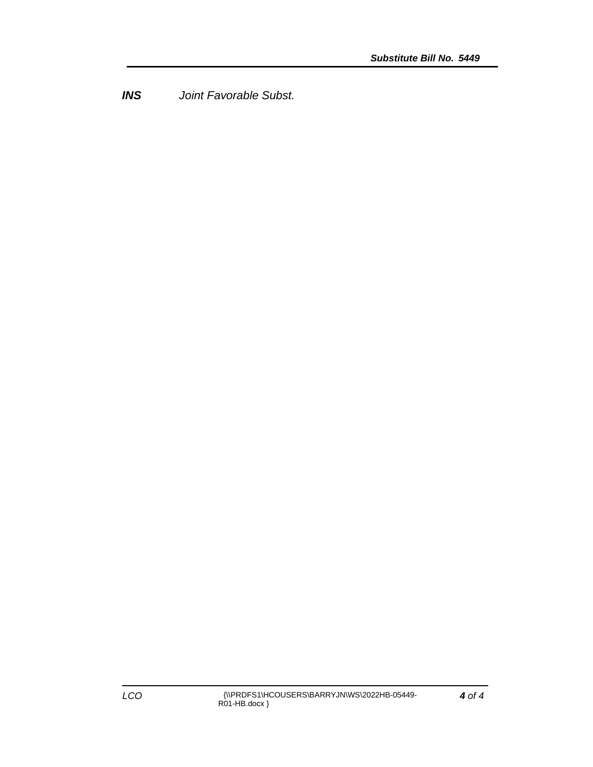***INS*** *Joint Favorable Subst.*